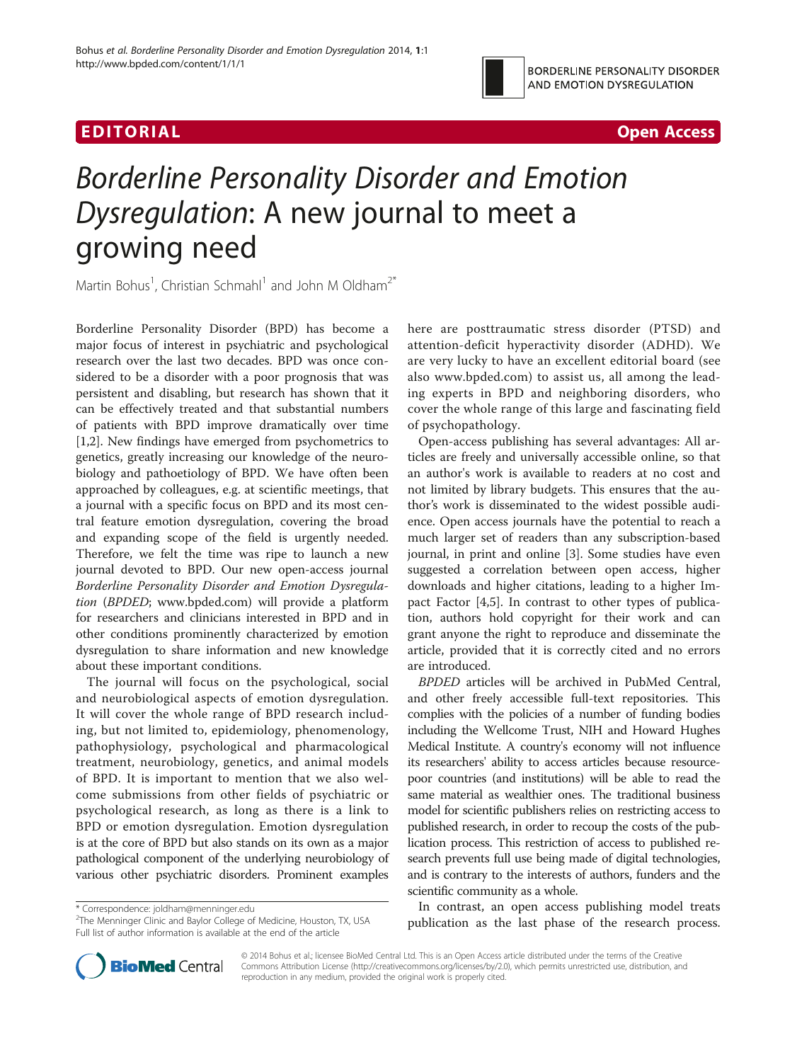EDITORIAL Open Access

# *Borderline Personality Disorder and Emotion Dysregulation*: A new journal to meet a growing need

Martin Bohus[1], Christian Schmahl[1] and John M Oldham[2*]

Borderline Personality Disorder (BPD) has become a major focus of interest in psychiatric and psychological research over the last two decades. BPD was once considered to be a disorder with a poor prognosis that was persistent and disabling, but research has shown that it can be effectively treated and that substantial numbers of patients with BPD improve dramatically over time [1,2]. New findings have emerged from psychometrics to genetics, greatly increasing our knowledge of the neurobiology and pathoetiology of BPD. We have often been approached by colleagues, e.g. at scientific meetings, that a journal with a specific focus on BPD and its most central feature emotion dysregulation, covering the broad and expanding scope of the field is urgently needed. Therefore, we felt the time was ripe to launch a new journal devoted to BPD. Our new open-access journal *Borderline Personality Disorder and Emotion Dysregulation* (*BPDED*; www.bpded.com) will provide a platform for researchers and clinicians interested in BPD and in other conditions prominently characterized by emotion dysregulation to share information and new knowledge about these important conditions.

The journal will focus on the psychological, social and neurobiological aspects of emotion dysregulation. It will cover the whole range of BPD research including, but not limited to, epidemiology, phenomenology, pathophysiology, psychological and pharmacological treatment, neurobiology, genetics, and animal models of BPD. It is important to mention that we also welcome submissions from other fields of psychiatric or psychological research, as long as there is a link to BPD or emotion dysregulation. Emotion dysregulation is at the core of BPD but also stands on its own as a major pathological component of the underlying neurobiology of various other psychiatric disorders. Prominent examples here are posttraumatic stress disorder (PTSD) and attention-deficit hyperactivity disorder (ADHD). We are very lucky to have an excellent editorial board (see also www.bpded.com) to assist us, all among the leading experts in BPD and neighboring disorders, who cover the whole range of this large and fascinating field of psychopathology.

Open-access publishing has several advantages: All articles are freely and universally accessible online, so that an author's work is available to readers at no cost and not limited by library budgets. This ensures that the author's work is disseminated to the widest possible audience. Open access journals have the potential to reach a much larger set of readers than any subscription-based journal, in print and online [3]. Some studies have even suggested a correlation between open access, higher downloads and higher citations, leading to a higher Impact Factor [4,5]. In contrast to other types of publication, authors hold copyright for their work and can grant anyone the right to reproduce and disseminate the article, provided that it is correctly cited and no errors are introduced.

*BPDED* articles will be archived in PubMed Central, and other freely accessible full-text repositories. This complies with the policies of a number of funding bodies including the Wellcome Trust, NIH and Howard Hughes Medical Institute. A country's economy will not influence its researchers' ability to access articles because resource-poor countries (and institutions) will be able to read the same material as wealthier ones. The traditional business model for scientific publishers relies on restricting access to published research, in order to recoup the costs of the publication process. This restriction of access to published research prevents full use being made of digital technologies, and is contrary to the interests of authors, funders and the scientific community as a whole.

In contrast, an open access publishing model treats publication as the last phase of the research process.

\* Correspondence: joldham@menninger.edu
[2]The Menninger Clinic and Baylor College of Medicine, Houston, TX, USA
Full list of author information is available at the end of the article

© 2014 Bohus et al.; licensee BioMed Central Ltd. This is an Open Access article distributed under the terms of the Creative Commons Attribution License (http://creativecommons.org/licenses/by/2.0), which permits unrestricted use, distribution, and reproduction in any medium, provided the original work is properly cited.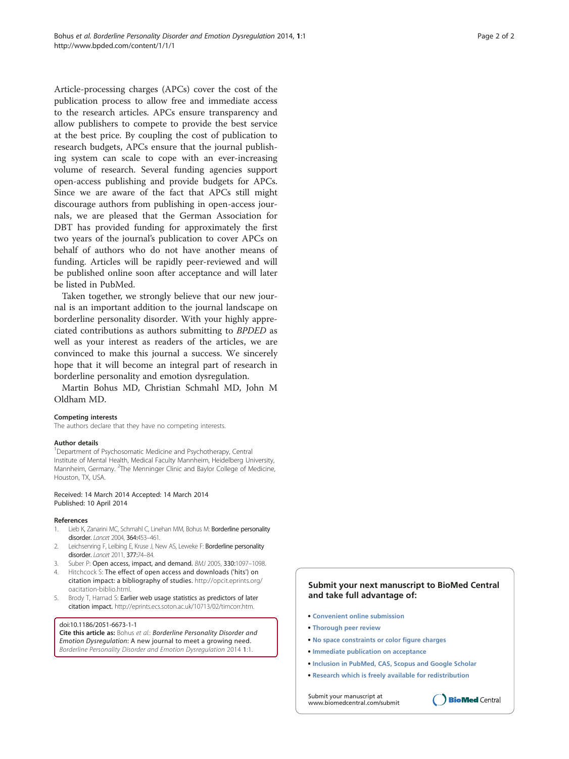Article-processing charges (APCs) cover the cost of the publication process to allow free and immediate access to the research articles. APCs ensure transparency and allow publishers to compete to provide the best service at the best price. By coupling the cost of publication to research budgets, APCs ensure that the journal publishing system can scale to cope with an ever-increasing volume of research. Several funding agencies support open-access publishing and provide budgets for APCs. Since we are aware of the fact that APCs still might discourage authors from publishing in open-access journals, we are pleased that the German Association for DBT has provided funding for approximately the first two years of the journal's publication to cover APCs on behalf of authors who do not have another means of funding. Articles will be rapidly peer-reviewed and will be published online soon after acceptance and will later be listed in PubMed.

Taken together, we strongly believe that our new journal is an important addition to the journal landscape on borderline personality disorder. With your highly appreciated contributions as authors submitting to *BPDED* as well as your interest as readers of the articles, we are convinced to make this journal a success. We sincerely hope that it will become an integral part of research in borderline personality and emotion dysregulation.

Martin Bohus MD, Christian Schmahl MD, John M Oldham MD.

#### Competing interests

The authors declare that they have no competing interests.

#### Author details

[1]Department of Psychosomatic Medicine and Psychotherapy, Central Institute of Mental Health, Medical Faculty Mannheim, Heidelberg University, Mannheim, Germany. [2]The Menninger Clinic and Baylor College of Medicine, Houston, TX, USA.

Received: 14 March 2014 Accepted: 14 March 2014
Published: 10 April 2014

#### References

1. Lieb K, Zanarini MC, Schmahl C, Linehan MM, Bohus M: **Borderline personality disorder.** *Lancet* 2004, **364:**453–461.
2. Leichsenring F, Leibing E, Kruse J, New AS, Leweke F: **Borderline personality disorder.** *Lancet* 2011, **377:**74–84.
3. Suber P: **Open access, impact, and demand.** *BMJ* 2005, **330:**1097–1098.
4. Hitchcock S: **The effect of open access and downloads ('hits') on citation impact: a bibliography of studies.** http://opcit.eprints.org/oacitation-biblio.html.
5. Brody T, Harnad S: **Earlier web usage statistics as predictors of later citation impact.** http://eprints.ecs.soton.ac.uk/10713/02/timcorr.htm.

doi:10.1186/2051-6673-1-1
**Cite this article as:** Bohus *et al.*: *Borderline Personality Disorder and Emotion Dysregulation*: A new journal to meet a growing need. *Borderline Personality Disorder and Emotion Dysregulation* 2014 **1**:1.

**Submit your next manuscript to BioMed Central and take full advantage of:**

- **Convenient online submission**
- **Thorough peer review**
- **No space constraints or color figure charges**
- **Immediate publication on acceptance**
- **Inclusion in PubMed, CAS, Scopus and Google Scholar**
- **Research which is freely available for redistribution**

Submit your manuscript at
www.biomedcentral.com/submit

BioMed Central